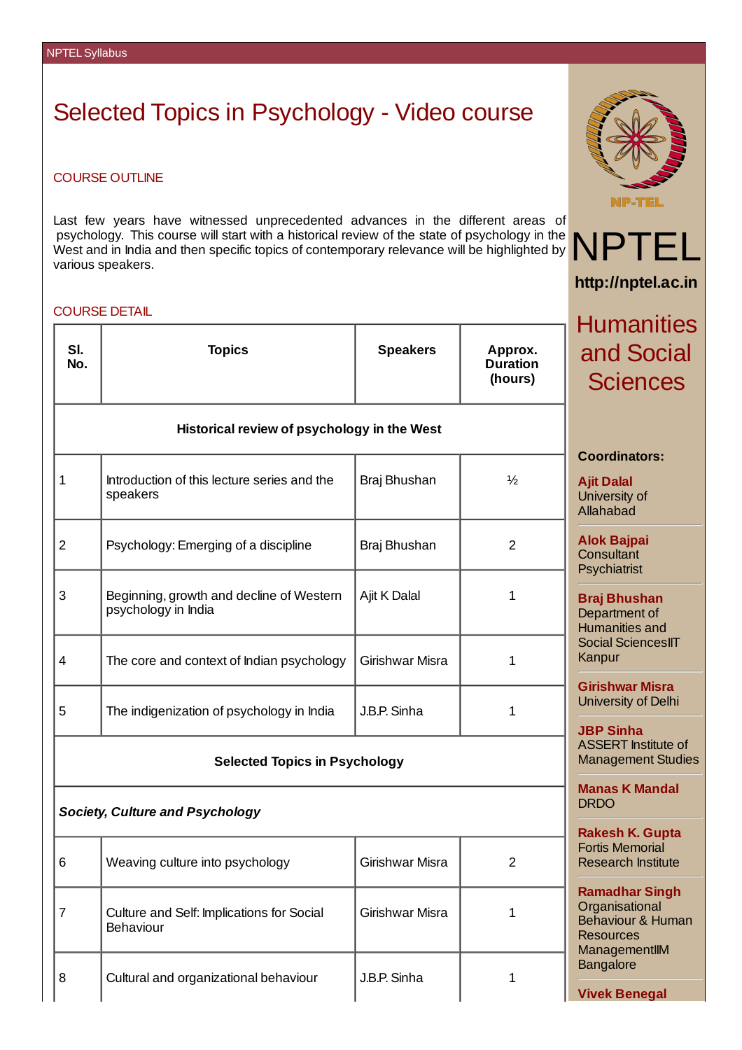# Selected Topics in Psychology - Video course

## COURSE OUTLINE

Last few years have witnessed unprecedented advances in the different areas of psychology. This course will start with a historical review of the state of psychology in the West and in India and then specific topics of contemporary relevance will be highlighted by various speakers.

## COURSE DETAIL

| Sl. No. | Topics | Speakers | Approx. Duration (hours) |
|---|---|---|---|
| **Historical review of psychology in the West** | | | |
| 1 | Introduction of this lecture series and the speakers | Braj Bhushan | ½ |
| 2 | Psychology: Emerging of a discipline | Braj Bhushan | 2 |
| 3 | Beginning, growth and decline of Western psychology in India | Ajit K Dalal | 1 |
| 4 | The core and context of Indian psychology | Girishwar Misra | 1 |
| 5 | The indigenization of psychology in India | J.B.P. Sinha | 1 |
| **Selected Topics in Psychology** | | | |
| ***Society, Culture and Psychology*** | | | |
| 6 | Weaving culture into psychology | Girishwar Misra | 2 |
| 7 | Culture and Self: Implications for Social Behaviour | Girishwar Misra | 1 |
| 8 | Cultural and organizational behaviour | J.B.P. Sinha | 1 |

NPTEL

http://nptel.ac.in

## Humanities and Social Sciences

**Coordinators:**

**Ajit Dalal**
University of Allahabad

**Alok Bajpai**
Consultant Psychiatrist

**Braj Bhushan**
Department of Humanities and Social SciencesIIT Kanpur

**Girishwar Misra**
University of Delhi

**JBP Sinha**
ASSERT Institute of Management Studies

**Manas K Mandal**
DRDO

**Rakesh K. Gupta**
Fortis Memorial Research Institute

**Ramadhar Singh**
Organisational Behaviour & Human Resources ManagementIIM Bangalore

**Vivek Benegal**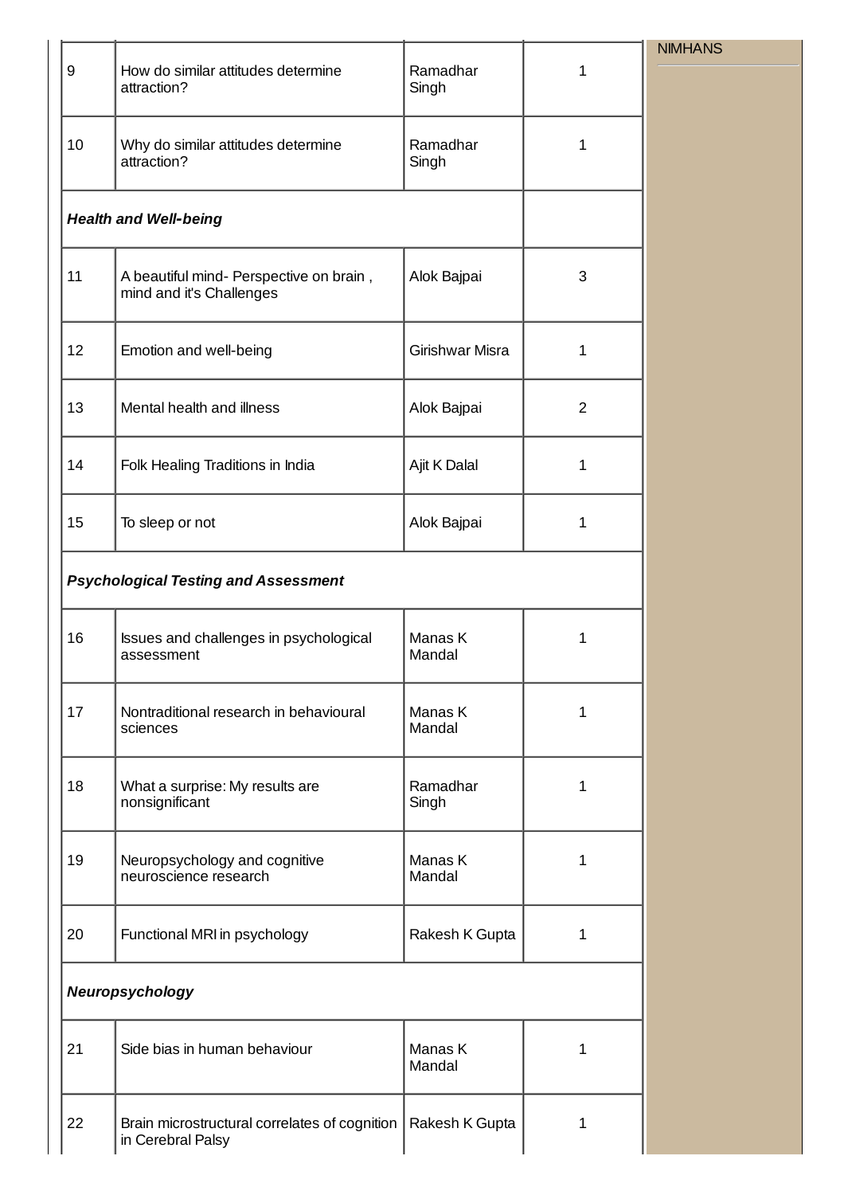| | | | |
|---|---|---|---|
| 9 | How do similar attitudes determine attraction? | Ramadhar Singh | 1 |
| 10 | Why do similar attitudes determine attraction? | Ramadhar Singh | 1 |
| ***Health and Well-being*** | | | |
| 11 | A beautiful mind- Perspective on brain , mind and it's Challenges | Alok Bajpai | 3 |
| 12 | Emotion and well-being | Girishwar Misra | 1 |
| 13 | Mental health and illness | Alok Bajpai | 2 |
| 14 | Folk Healing Traditions in India | Ajit K Dalal | 1 |
| 15 | To sleep or not | Alok Bajpai | 1 |
| ***Psychological Testing and Assessment*** | | | |
| 16 | Issues and challenges in psychological assessment | Manas K Mandal | 1 |
| 17 | Nontraditional research in behavioural sciences | Manas K Mandal | 1 |
| 18 | What a surprise: My results are nonsignificant | Ramadhar Singh | 1 |
| 19 | Neuropsychology and cognitive neuroscience research | Manas K Mandal | 1 |
| 20 | Functional MRI in psychology | Rakesh K Gupta | 1 |
| ***Neuropsychology*** | | | |
| 21 | Side bias in human behaviour | Manas K Mandal | 1 |
| 22 | Brain microstructural correlates of cognition in Cerebral Palsy | Rakesh K Gupta | 1 |

NIMHANS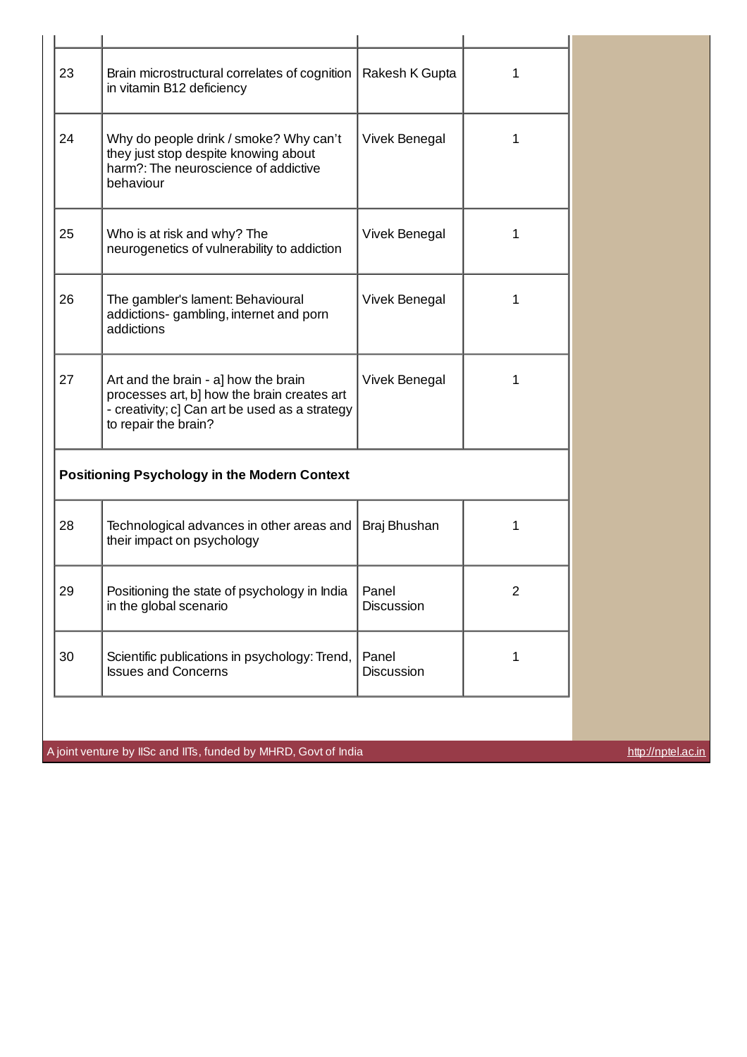| | | | |
|---|---|---|---|
| 23 | Brain microstructural correlates of cognition in vitamin B12 deficiency | Rakesh K Gupta | 1 |
| 24 | Why do people drink / smoke? Why can't they just stop despite knowing about harm?: The neuroscience of addictive behaviour | Vivek Benegal | 1 |
| 25 | Who is at risk and why? The neurogenetics of vulnerability to addiction | Vivek Benegal | 1 |
| 26 | The gambler's lament: Behavioural addictions- gambling, internet and porn addictions | Vivek Benegal | 1 |
| 27 | Art and the brain - a] how the brain processes art, b] how the brain creates art - creativity; c] Can art be used as a strategy to repair the brain? | Vivek Benegal | 1 |
| **Positioning Psychology in the Modern Context** | | | |
| 28 | Technological advances in other areas and their impact on psychology | Braj Bhushan | 1 |
| 29 | Positioning the state of psychology in India in the global scenario | Panel Discussion | 2 |
| 30 | Scientific publications in psychology: Trend, Issues and Concerns | Panel Discussion | 1 |

A joint venture by IISc and IITs, funded by MHRD, Govt of India http://nptel.ac.in